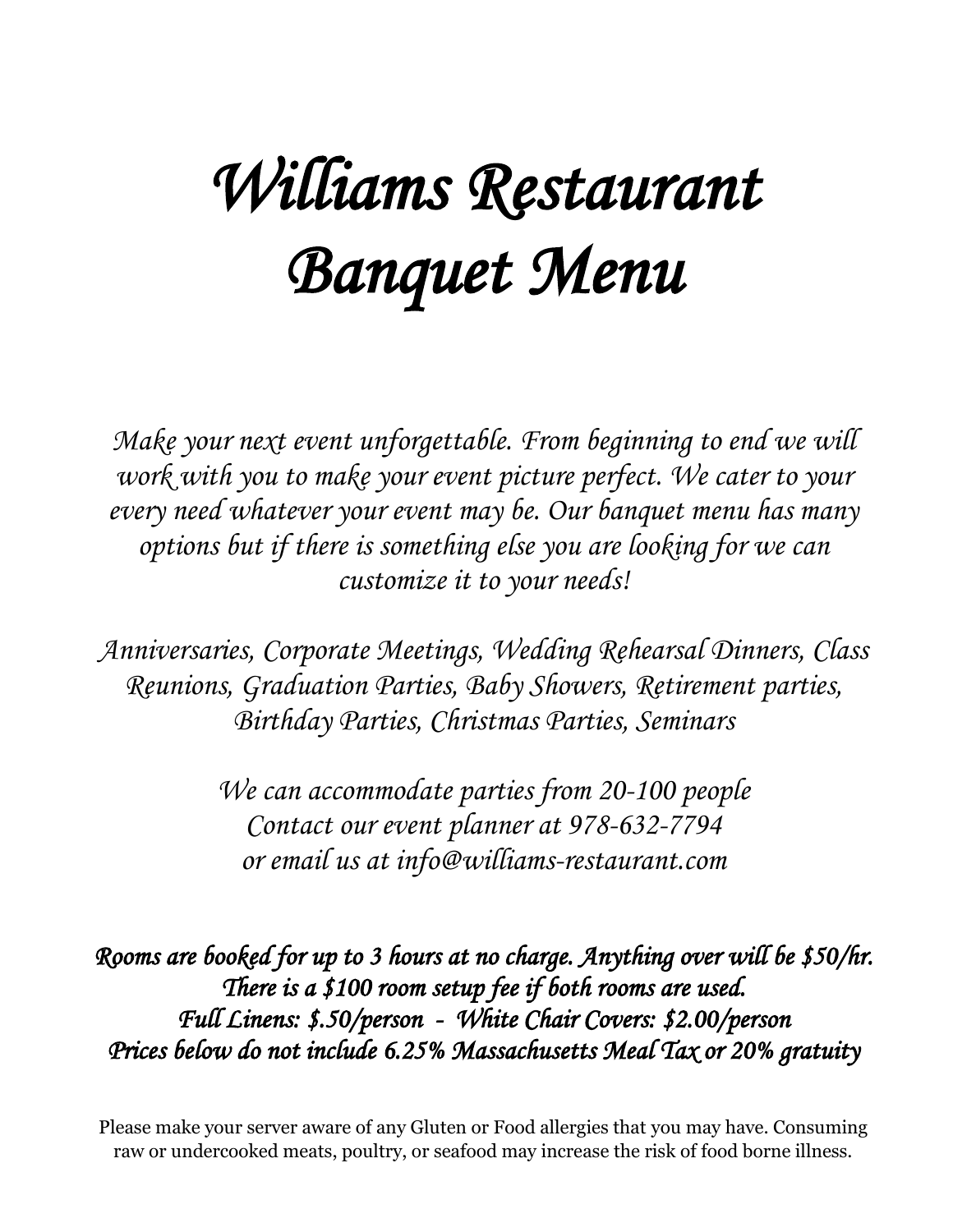# *Williams Restaurant*
# *Banquet Menu*

*Make your next event unforgettable. From beginning to end we will work with you to make your event picture perfect. We cater to your every need whatever your event may be. Our banquet menu has many options but if there is something else you are looking for we can customize it to your needs!*

*Anniversaries, Corporate Meetings, Wedding Rehearsal Dinners, Class Reunions, Graduation Parties, Baby Showers, Retirement parties, Birthday Parties, Christmas Parties, Seminars*

*We can accommodate parties from 20-100 people*
*Contact our event planner at 978-632-7794*
*or email us at info@williams-restaurant.com*

***Rooms are booked for up to 3 hours at no charge. Anything over will be $50/hr.***
***There is a $100 room setup fee if both rooms are used.***
***Full Linens: $.50/person - White Chair Covers: $2.00/person***
***Prices below do not include 6.25% Massachusetts Meal Tax or 20% gratuity***

Please make your server aware of any Gluten or Food allergies that you may have. Consuming raw or undercooked meats, poultry, or seafood may increase the risk of food borne illness.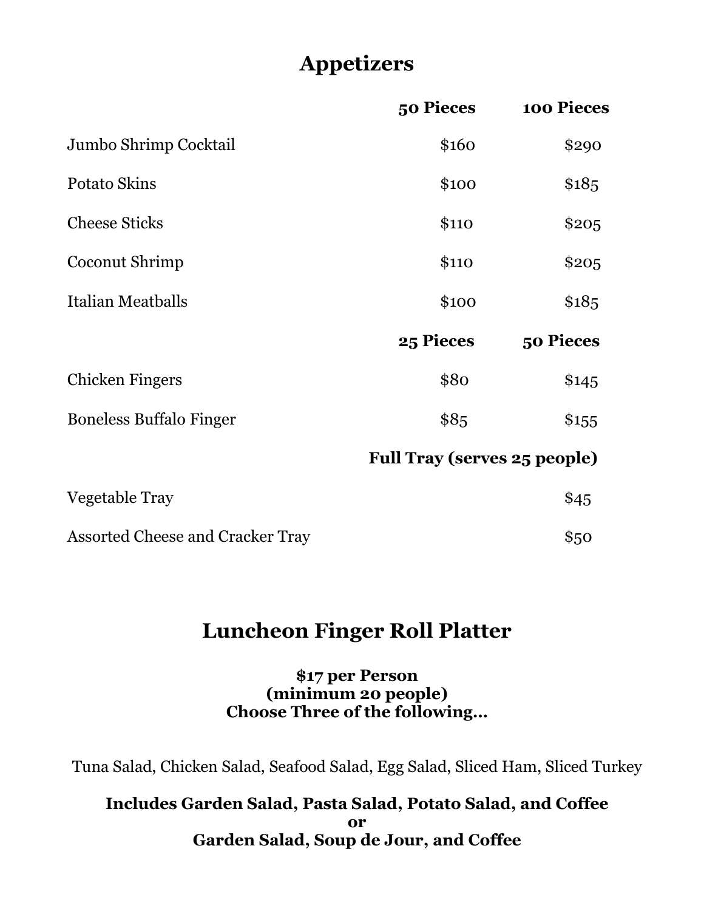## Appetizers

| | 50 Pieces | 100 Pieces |
|---|---|---|
| Jumbo Shrimp Cocktail | $160 | $290 |
| Potato Skins | $100 | $185 |
| Cheese Sticks | $110 | $205 |
| Coconut Shrimp | $110 | $205 |
| Italian Meatballs | $100 | $185 |
| | **25 Pieces** | **50 Pieces** |
| Chicken Fingers | $80 | $145 |
| Boneless Buffalo Finger | $85 | $155 |
| | **Full Tray (serves 25 people)** | |
| Vegetable Tray | | $45 |
| Assorted Cheese and Cracker Tray | | $50 |

## Luncheon Finger Roll Platter

**$17 per Person**
**(minimum 20 people)**
**Choose Three of the following…**

Tuna Salad, Chicken Salad, Seafood Salad, Egg Salad, Sliced Ham, Sliced Turkey

**Includes Garden Salad, Pasta Salad, Potato Salad, and Coffee**
**or**
**Garden Salad, Soup de Jour, and Coffee**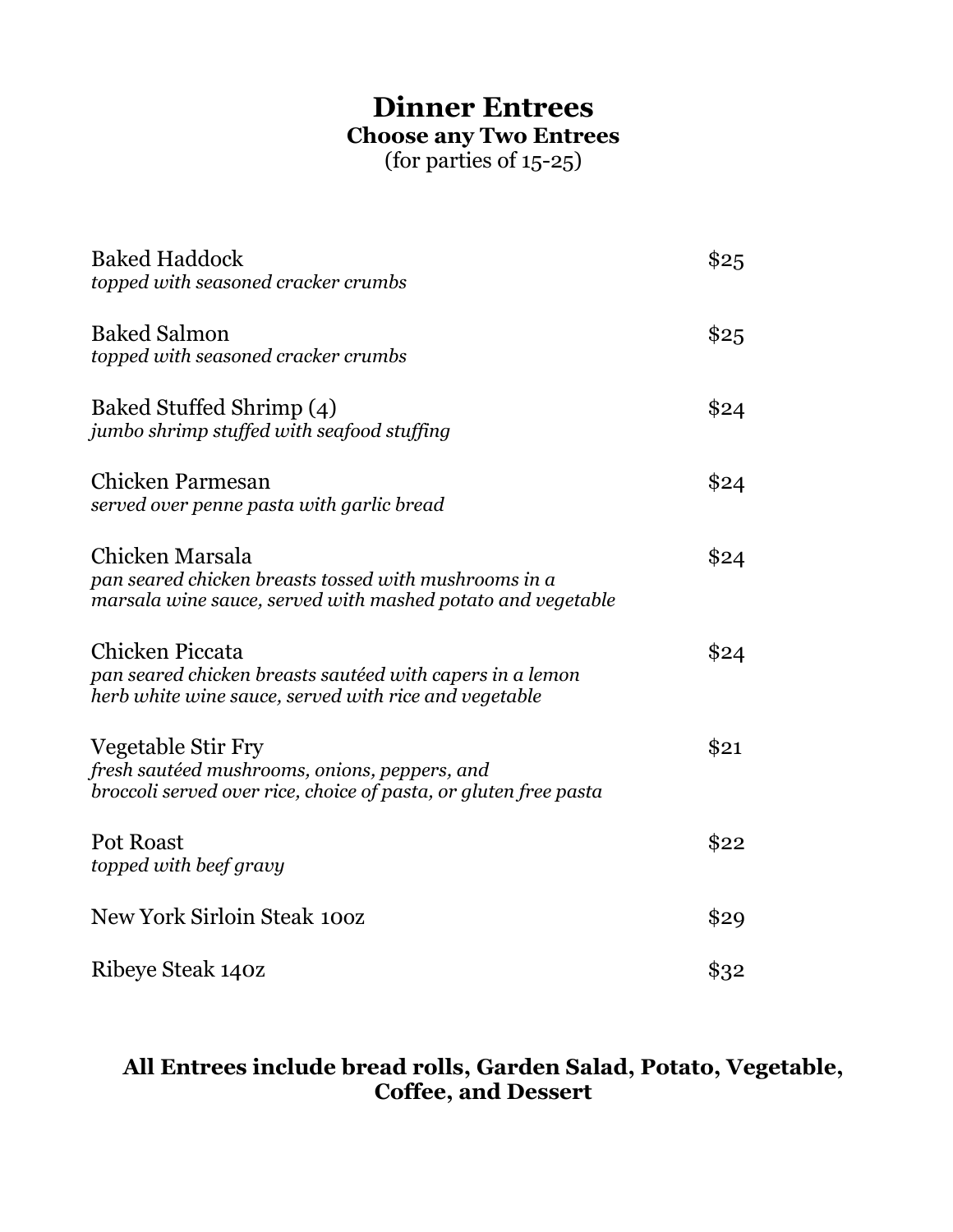# Dinner Entrees

**Choose any Two Entrees**

(for parties of 15-25)

Baked Haddock — $25
*topped with seasoned cracker crumbs*

Baked Salmon — $25
*topped with seasoned cracker crumbs*

Baked Stuffed Shrimp (4) — $24
*jumbo shrimp stuffed with seafood stuffing*

Chicken Parmesan — $24
*served over penne pasta with garlic bread*

Chicken Marsala — $24
*pan seared chicken breasts tossed with mushrooms in a marsala wine sauce, served with mashed potato and vegetable*

Chicken Piccata — $24
*pan seared chicken breasts sautéed with capers in a lemon herb white wine sauce, served with rice and vegetable*

Vegetable Stir Fry — $21
*fresh sautéed mushrooms, onions, peppers, and broccoli served over rice, choice of pasta, or gluten free pasta*

Pot Roast — $22
*topped with beef gravy*

New York Sirloin Steak 10oz — $29

Ribeye Steak 14oz — $32

**All Entrees include bread rolls, Garden Salad, Potato, Vegetable, Coffee, and Dessert**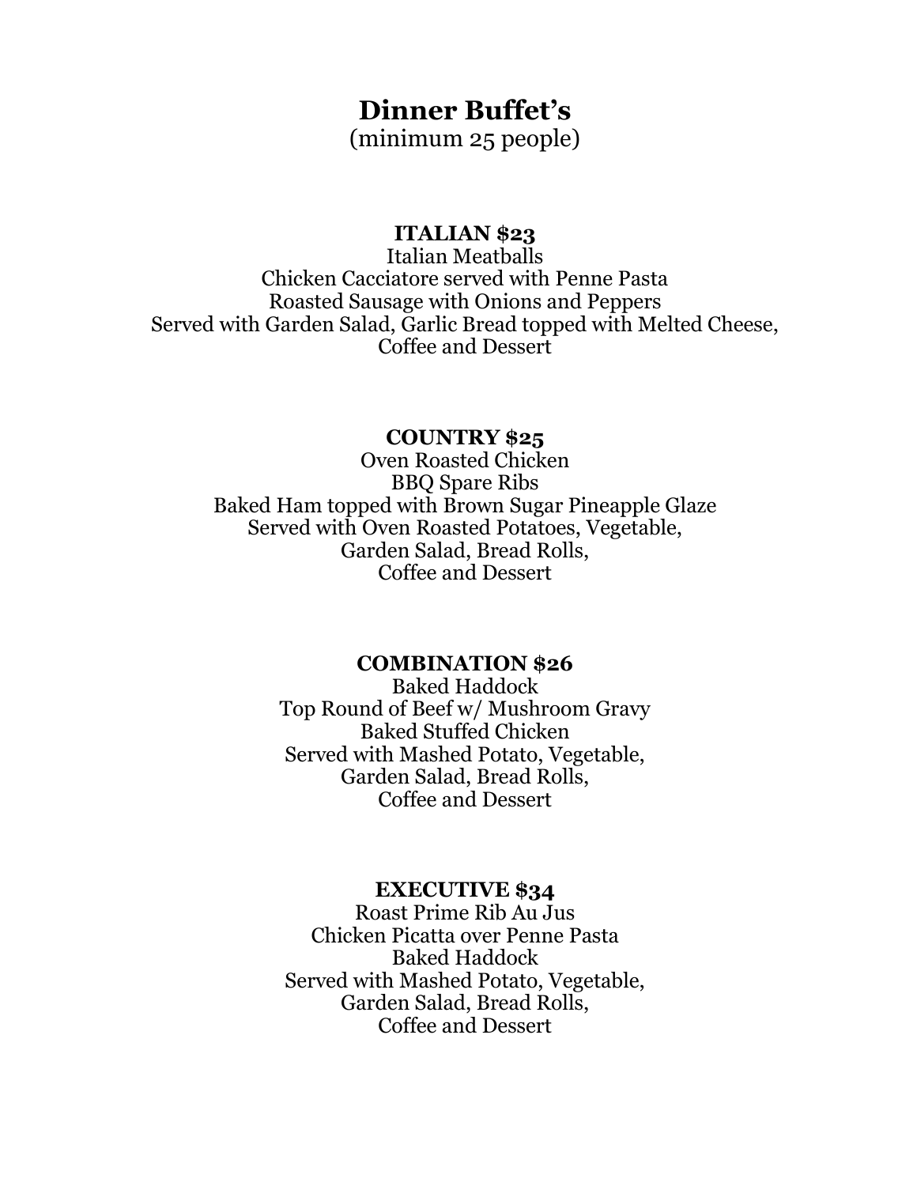# Dinner Buffet's

(minimum 25 people)

### ITALIAN $23

Italian Meatballs
Chicken Cacciatore served with Penne Pasta
Roasted Sausage with Onions and Peppers
Served with Garden Salad, Garlic Bread topped with Melted Cheese,
Coffee and Dessert

### COUNTRY $25

Oven Roasted Chicken
BBQ Spare Ribs
Baked Ham topped with Brown Sugar Pineapple Glaze
Served with Oven Roasted Potatoes, Vegetable,
Garden Salad, Bread Rolls,
Coffee and Dessert

### COMBINATION $26

Baked Haddock
Top Round of Beef w/ Mushroom Gravy
Baked Stuffed Chicken
Served with Mashed Potato, Vegetable,
Garden Salad, Bread Rolls,
Coffee and Dessert

### EXECUTIVE $34

Roast Prime Rib Au Jus
Chicken Picatta over Penne Pasta
Baked Haddock
Served with Mashed Potato, Vegetable,
Garden Salad, Bread Rolls,
Coffee and Dessert